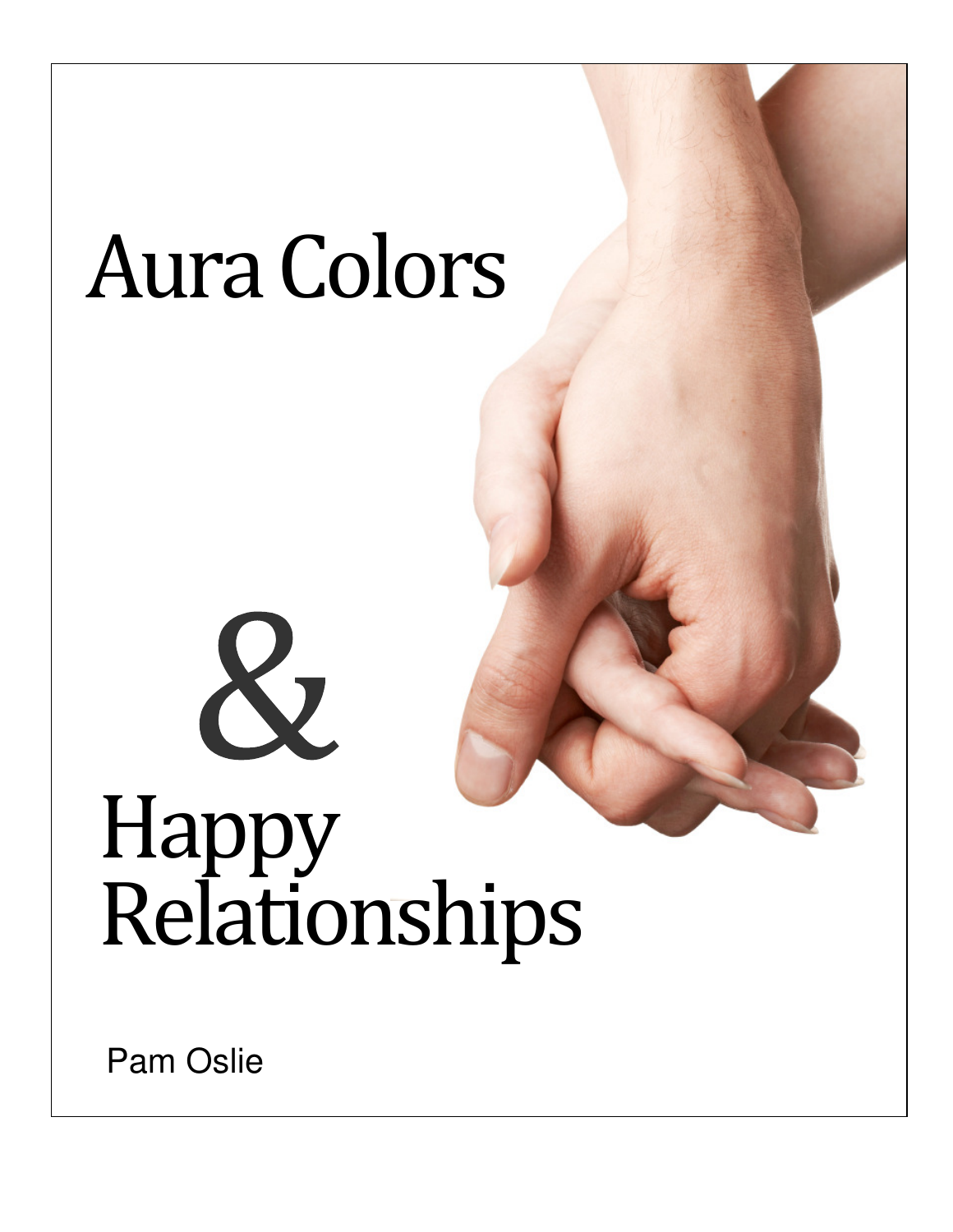# Aura Colors

# &

# Happy Relationships

Pam Oslie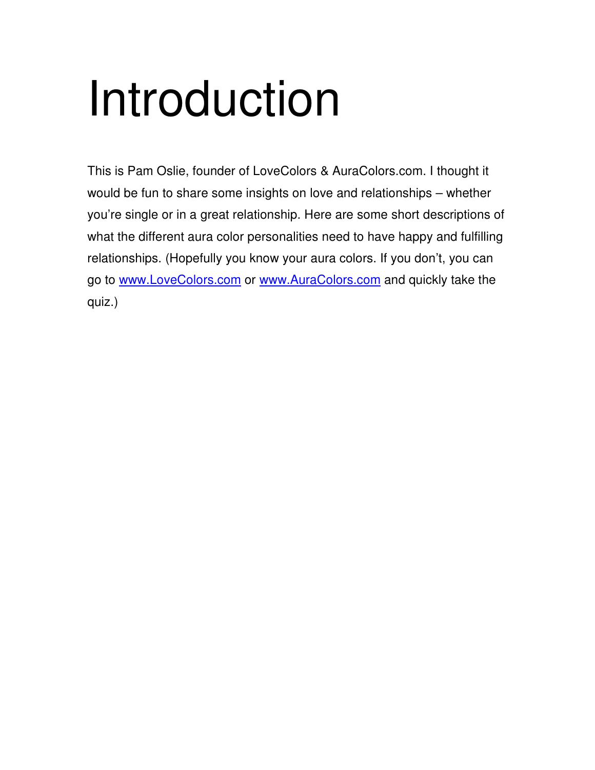# Introduction

This is Pam Oslie, founder of LoveColors & AuraColors.com. I thought it would be fun to share some insights on love and relationships – whether you're single or in a great relationship. Here are some short descriptions of what the different aura color personalities need to have happy and fulfilling relationships. (Hopefully you know your aura colors. If you don't, you can go to [www.LoveColors.com](http://www.LoveColors.com) or [www.AuraColors.com](http://www.AuraColors.com) and quickly take the quiz.)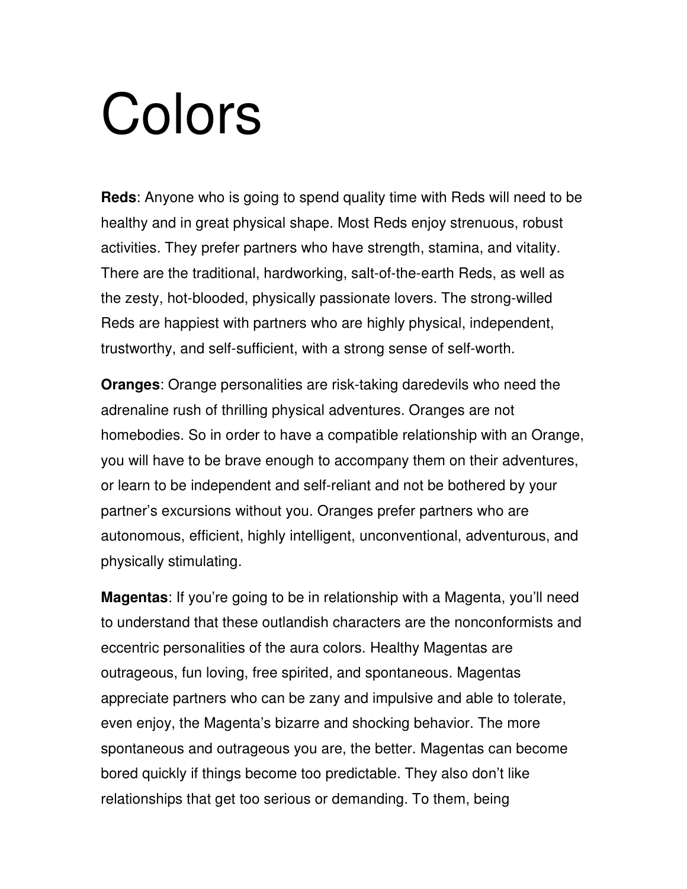# Colors

**Reds**: Anyone who is going to spend quality time with Reds will need to be healthy and in great physical shape. Most Reds enjoy strenuous, robust activities. They prefer partners who have strength, stamina, and vitality. There are the traditional, hardworking, salt-of-the-earth Reds, as well as the zesty, hot-blooded, physically passionate lovers. The strong-willed Reds are happiest with partners who are highly physical, independent, trustworthy, and self-sufficient, with a strong sense of self-worth.

**Oranges**: Orange personalities are risk-taking daredevils who need the adrenaline rush of thrilling physical adventures. Oranges are not homebodies. So in order to have a compatible relationship with an Orange, you will have to be brave enough to accompany them on their adventures, or learn to be independent and self-reliant and not be bothered by your partner's excursions without you. Oranges prefer partners who are autonomous, efficient, highly intelligent, unconventional, adventurous, and physically stimulating.

**Magentas**: If you're going to be in relationship with a Magenta, you'll need to understand that these outlandish characters are the nonconformists and eccentric personalities of the aura colors. Healthy Magentas are outrageous, fun loving, free spirited, and spontaneous. Magentas appreciate partners who can be zany and impulsive and able to tolerate, even enjoy, the Magenta's bizarre and shocking behavior. The more spontaneous and outrageous you are, the better. Magentas can become bored quickly if things become too predictable. They also don't like relationships that get too serious or demanding. To them, being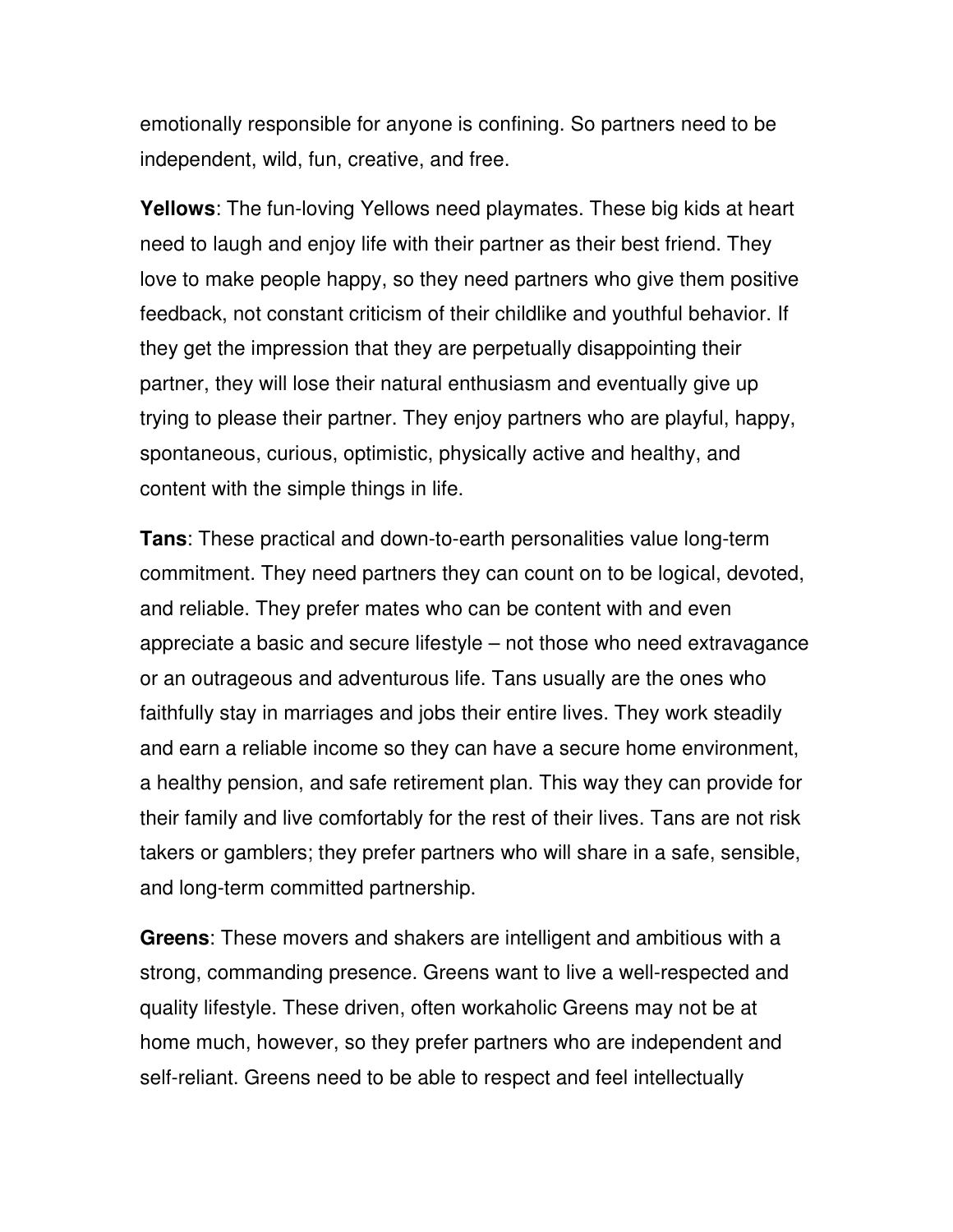emotionally responsible for anyone is confining. So partners need to be independent, wild, fun, creative, and free.

**Yellows**: The fun-loving Yellows need playmates. These big kids at heart need to laugh and enjoy life with their partner as their best friend. They love to make people happy, so they need partners who give them positive feedback, not constant criticism of their childlike and youthful behavior. If they get the impression that they are perpetually disappointing their partner, they will lose their natural enthusiasm and eventually give up trying to please their partner. They enjoy partners who are playful, happy, spontaneous, curious, optimistic, physically active and healthy, and content with the simple things in life.

**Tans**: These practical and down-to-earth personalities value long-term commitment. They need partners they can count on to be logical, devoted, and reliable. They prefer mates who can be content with and even appreciate a basic and secure lifestyle – not those who need extravagance or an outrageous and adventurous life. Tans usually are the ones who faithfully stay in marriages and jobs their entire lives. They work steadily and earn a reliable income so they can have a secure home environment, a healthy pension, and safe retirement plan. This way they can provide for their family and live comfortably for the rest of their lives. Tans are not risk takers or gamblers; they prefer partners who will share in a safe, sensible, and long-term committed partnership.

**Greens**: These movers and shakers are intelligent and ambitious with a strong, commanding presence. Greens want to live a well-respected and quality lifestyle. These driven, often workaholic Greens may not be at home much, however, so they prefer partners who are independent and self-reliant. Greens need to be able to respect and feel intellectually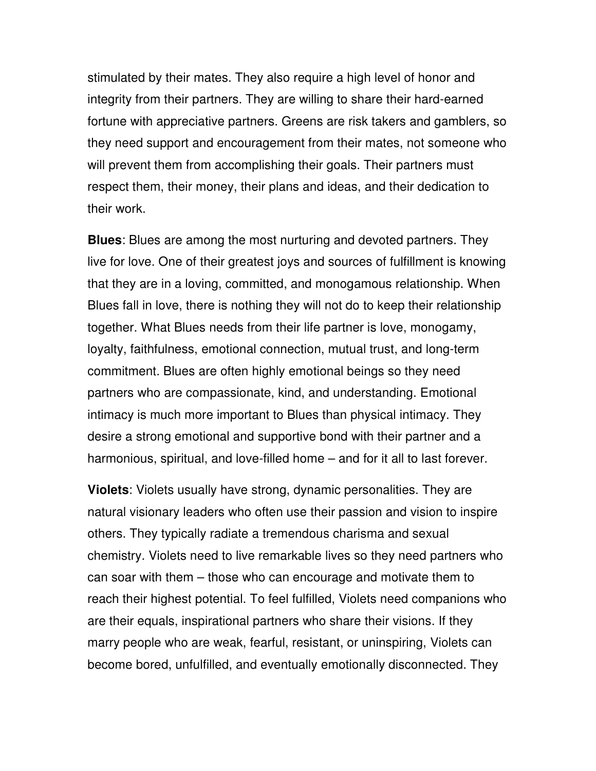stimulated by their mates. They also require a high level of honor and integrity from their partners. They are willing to share their hard-earned fortune with appreciative partners. Greens are risk takers and gamblers, so they need support and encouragement from their mates, not someone who will prevent them from accomplishing their goals. Their partners must respect them, their money, their plans and ideas, and their dedication to their work.

**Blues**: Blues are among the most nurturing and devoted partners. They live for love. One of their greatest joys and sources of fulfillment is knowing that they are in a loving, committed, and monogamous relationship. When Blues fall in love, there is nothing they will not do to keep their relationship together. What Blues needs from their life partner is love, monogamy, loyalty, faithfulness, emotional connection, mutual trust, and long-term commitment. Blues are often highly emotional beings so they need partners who are compassionate, kind, and understanding. Emotional intimacy is much more important to Blues than physical intimacy. They desire a strong emotional and supportive bond with their partner and a harmonious, spiritual, and love-filled home – and for it all to last forever.

**Violets**: Violets usually have strong, dynamic personalities. They are natural visionary leaders who often use their passion and vision to inspire others. They typically radiate a tremendous charisma and sexual chemistry. Violets need to live remarkable lives so they need partners who can soar with them – those who can encourage and motivate them to reach their highest potential. To feel fulfilled, Violets need companions who are their equals, inspirational partners who share their visions. If they marry people who are weak, fearful, resistant, or uninspiring, Violets can become bored, unfulfilled, and eventually emotionally disconnected. They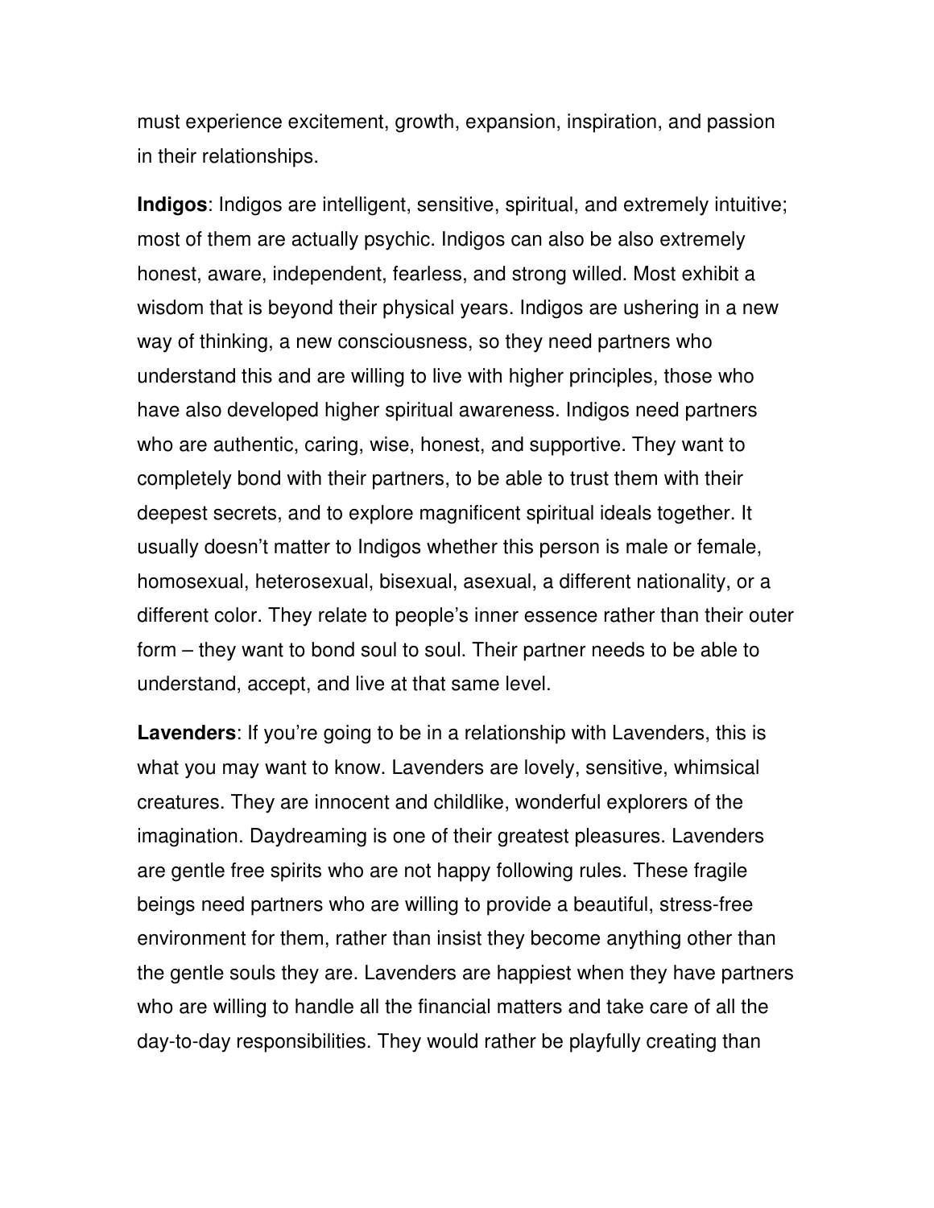must experience excitement, growth, expansion, inspiration, and passion in their relationships.

**Indigos**: Indigos are intelligent, sensitive, spiritual, and extremely intuitive; most of them are actually psychic. Indigos can also be also extremely honest, aware, independent, fearless, and strong willed. Most exhibit a wisdom that is beyond their physical years. Indigos are ushering in a new way of thinking, a new consciousness, so they need partners who understand this and are willing to live with higher principles, those who have also developed higher spiritual awareness. Indigos need partners who are authentic, caring, wise, honest, and supportive. They want to completely bond with their partners, to be able to trust them with their deepest secrets, and to explore magnificent spiritual ideals together. It usually doesn't matter to Indigos whether this person is male or female, homosexual, heterosexual, bisexual, asexual, a different nationality, or a different color. They relate to people's inner essence rather than their outer form – they want to bond soul to soul. Their partner needs to be able to understand, accept, and live at that same level.

**Lavenders**: If you're going to be in a relationship with Lavenders, this is what you may want to know. Lavenders are lovely, sensitive, whimsical creatures. They are innocent and childlike, wonderful explorers of the imagination. Daydreaming is one of their greatest pleasures. Lavenders are gentle free spirits who are not happy following rules. These fragile beings need partners who are willing to provide a beautiful, stress-free environment for them, rather than insist they become anything other than the gentle souls they are. Lavenders are happiest when they have partners who are willing to handle all the financial matters and take care of all the day-to-day responsibilities. They would rather be playfully creating than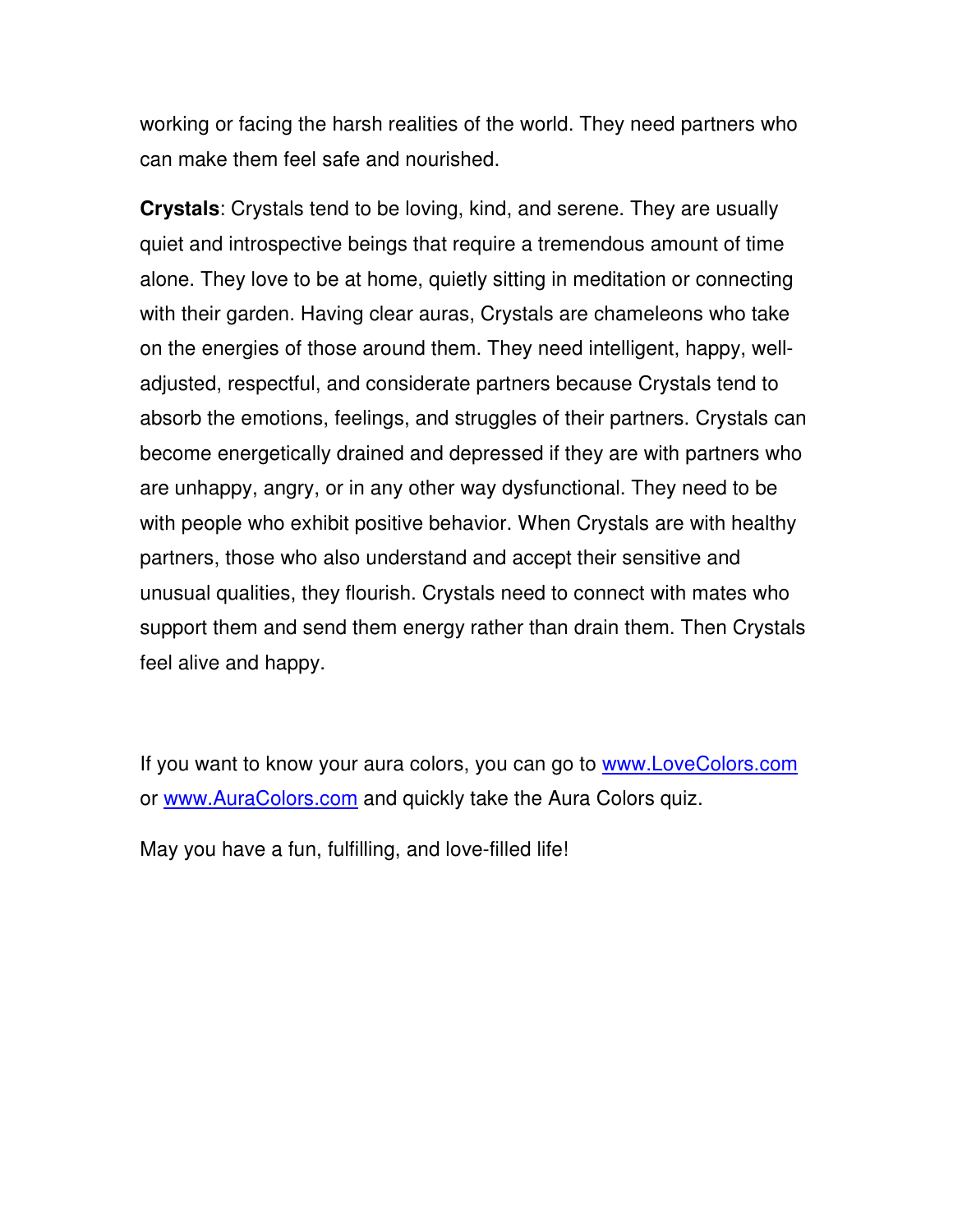working or facing the harsh realities of the world. They need partners who can make them feel safe and nourished.

**Crystals**: Crystals tend to be loving, kind, and serene. They are usually quiet and introspective beings that require a tremendous amount of time alone. They love to be at home, quietly sitting in meditation or connecting with their garden. Having clear auras, Crystals are chameleons who take on the energies of those around them. They need intelligent, happy, well-adjusted, respectful, and considerate partners because Crystals tend to absorb the emotions, feelings, and struggles of their partners. Crystals can become energetically drained and depressed if they are with partners who are unhappy, angry, or in any other way dysfunctional. They need to be with people who exhibit positive behavior. When Crystals are with healthy partners, those who also understand and accept their sensitive and unusual qualities, they flourish. Crystals need to connect with mates who support them and send them energy rather than drain them. Then Crystals feel alive and happy.

If you want to know your aura colors, you can go to [www.LoveColors.com](http://www.LoveColors.com) or [www.AuraColors.com](http://www.AuraColors.com) and quickly take the Aura Colors quiz.

May you have a fun, fulfilling, and love-filled life!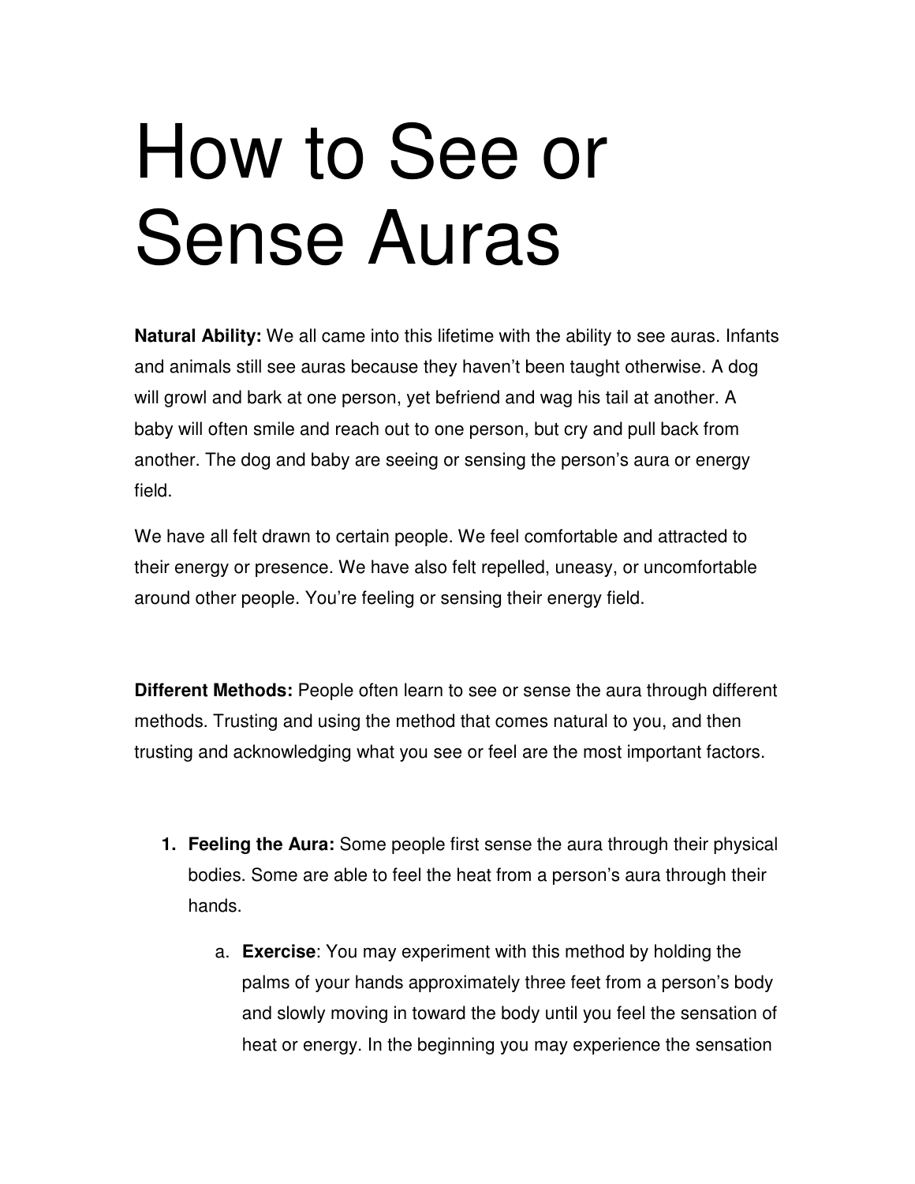# How to See or Sense Auras

**Natural Ability:** We all came into this lifetime with the ability to see auras. Infants and animals still see auras because they haven't been taught otherwise. A dog will growl and bark at one person, yet befriend and wag his tail at another. A baby will often smile and reach out to one person, but cry and pull back from another. The dog and baby are seeing or sensing the person's aura or energy field.

We have all felt drawn to certain people. We feel comfortable and attracted to their energy or presence. We have also felt repelled, uneasy, or uncomfortable around other people. You're feeling or sensing their energy field.

**Different Methods:** People often learn to see or sense the aura through different methods. Trusting and using the method that comes natural to you, and then trusting and acknowledging what you see or feel are the most important factors.

1. **Feeling the Aura:** Some people first sense the aura through their physical bodies. Some are able to feel the heat from a person's aura through their hands.
   a. **Exercise**: You may experiment with this method by holding the palms of your hands approximately three feet from a person's body and slowly moving in toward the body until you feel the sensation of heat or energy. In the beginning you may experience the sensation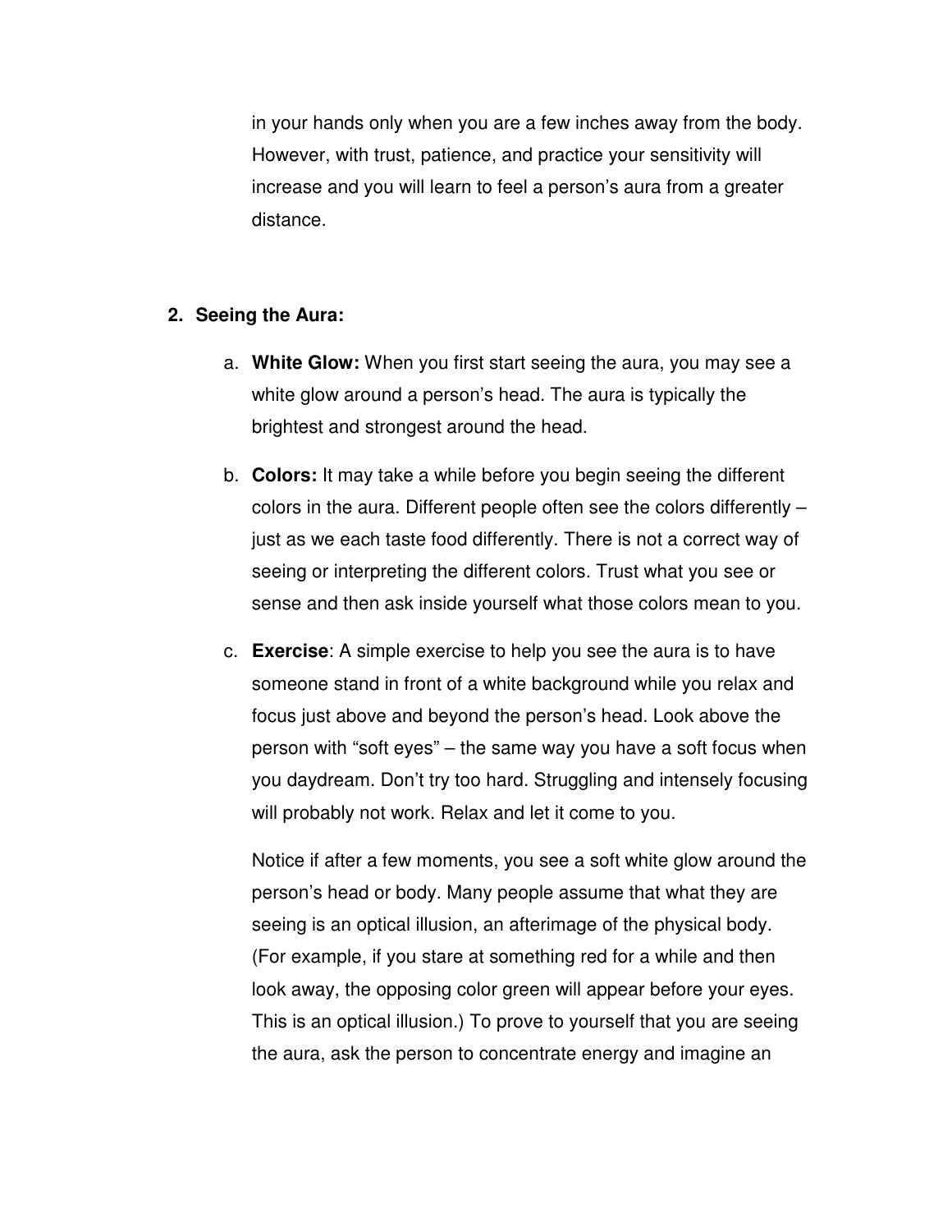in your hands only when you are a few inches away from the body. However, with trust, patience, and practice your sensitivity will increase and you will learn to feel a person's aura from a greater distance.

2. **Seeing the Aura:**

   a. **White Glow:** When you first start seeing the aura, you may see a white glow around a person's head. The aura is typically the brightest and strongest around the head.

   b. **Colors:** It may take a while before you begin seeing the different colors in the aura. Different people often see the colors differently – just as we each taste food differently. There is not a correct way of seeing or interpreting the different colors. Trust what you see or sense and then ask inside yourself what those colors mean to you.

   c. **Exercise**: A simple exercise to help you see the aura is to have someone stand in front of a white background while you relax and focus just above and beyond the person's head. Look above the person with "soft eyes" – the same way you have a soft focus when you daydream. Don't try too hard. Struggling and intensely focusing will probably not work. Relax and let it come to you.

      Notice if after a few moments, you see a soft white glow around the person's head or body. Many people assume that what they are seeing is an optical illusion, an afterimage of the physical body. (For example, if you stare at something red for a while and then look away, the opposing color green will appear before your eyes. This is an optical illusion.) To prove to yourself that you are seeing the aura, ask the person to concentrate energy and imagine an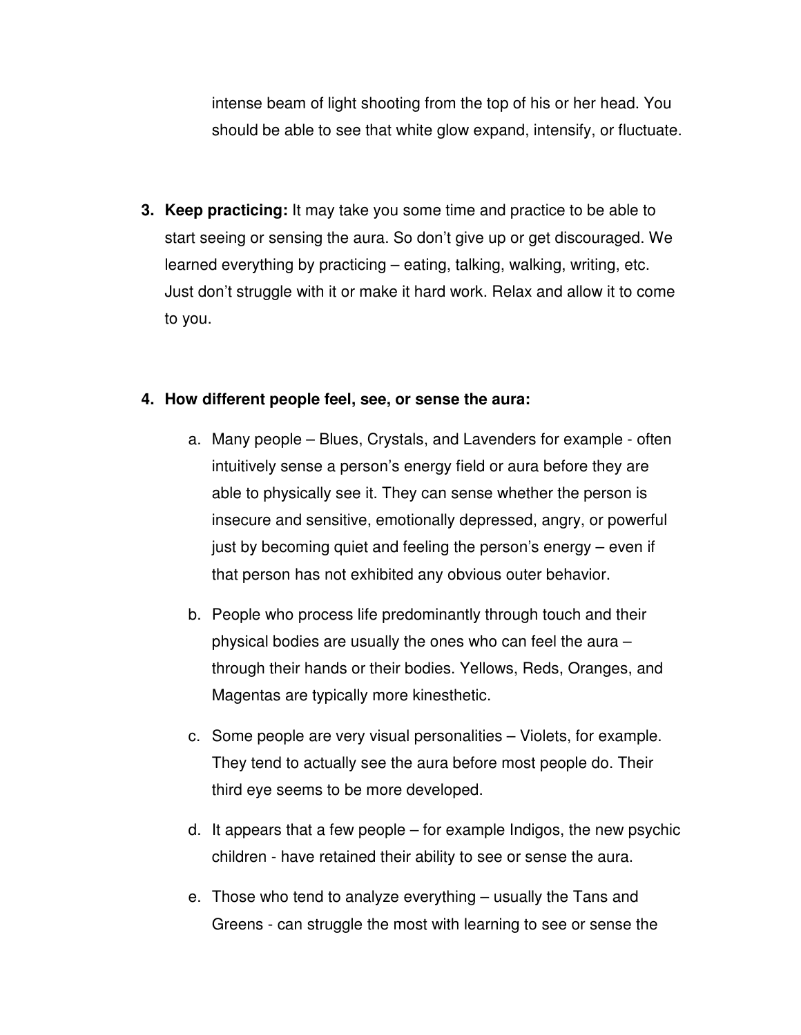intense beam of light shooting from the top of his or her head. You should be able to see that white glow expand, intensify, or fluctuate.

3. **Keep practicing:** It may take you some time and practice to be able to start seeing or sensing the aura. So don't give up or get discouraged. We learned everything by practicing – eating, talking, walking, writing, etc. Just don't struggle with it or make it hard work. Relax and allow it to come to you.

4. **How different people feel, see, or sense the aura:**

   a. Many people – Blues, Crystals, and Lavenders for example - often intuitively sense a person's energy field or aura before they are able to physically see it. They can sense whether the person is insecure and sensitive, emotionally depressed, angry, or powerful just by becoming quiet and feeling the person's energy – even if that person has not exhibited any obvious outer behavior.

   b. People who process life predominantly through touch and their physical bodies are usually the ones who can feel the aura – through their hands or their bodies. Yellows, Reds, Oranges, and Magentas are typically more kinesthetic.

   c. Some people are very visual personalities – Violets, for example. They tend to actually see the aura before most people do. Their third eye seems to be more developed.

   d. It appears that a few people – for example Indigos, the new psychic children - have retained their ability to see or sense the aura.

   e. Those who tend to analyze everything – usually the Tans and Greens - can struggle the most with learning to see or sense the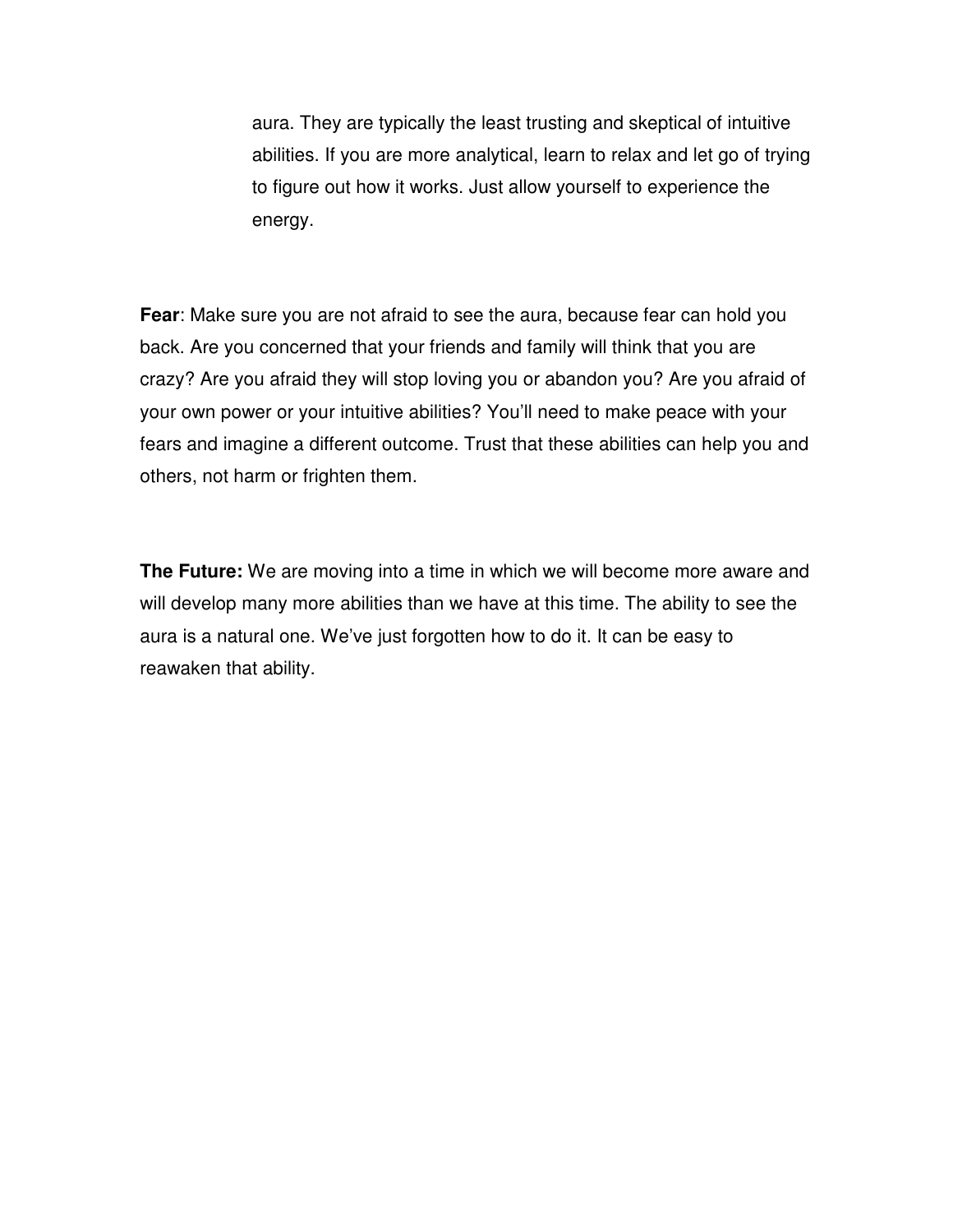aura. They are typically the least trusting and skeptical of intuitive abilities. If you are more analytical, learn to relax and let go of trying to figure out how it works. Just allow yourself to experience the energy.

**Fear**: Make sure you are not afraid to see the aura, because fear can hold you back. Are you concerned that your friends and family will think that you are crazy? Are you afraid they will stop loving you or abandon you? Are you afraid of your own power or your intuitive abilities? You'll need to make peace with your fears and imagine a different outcome. Trust that these abilities can help you and others, not harm or frighten them.

**The Future:** We are moving into a time in which we will become more aware and will develop many more abilities than we have at this time. The ability to see the aura is a natural one. We've just forgotten how to do it. It can be easy to reawaken that ability.